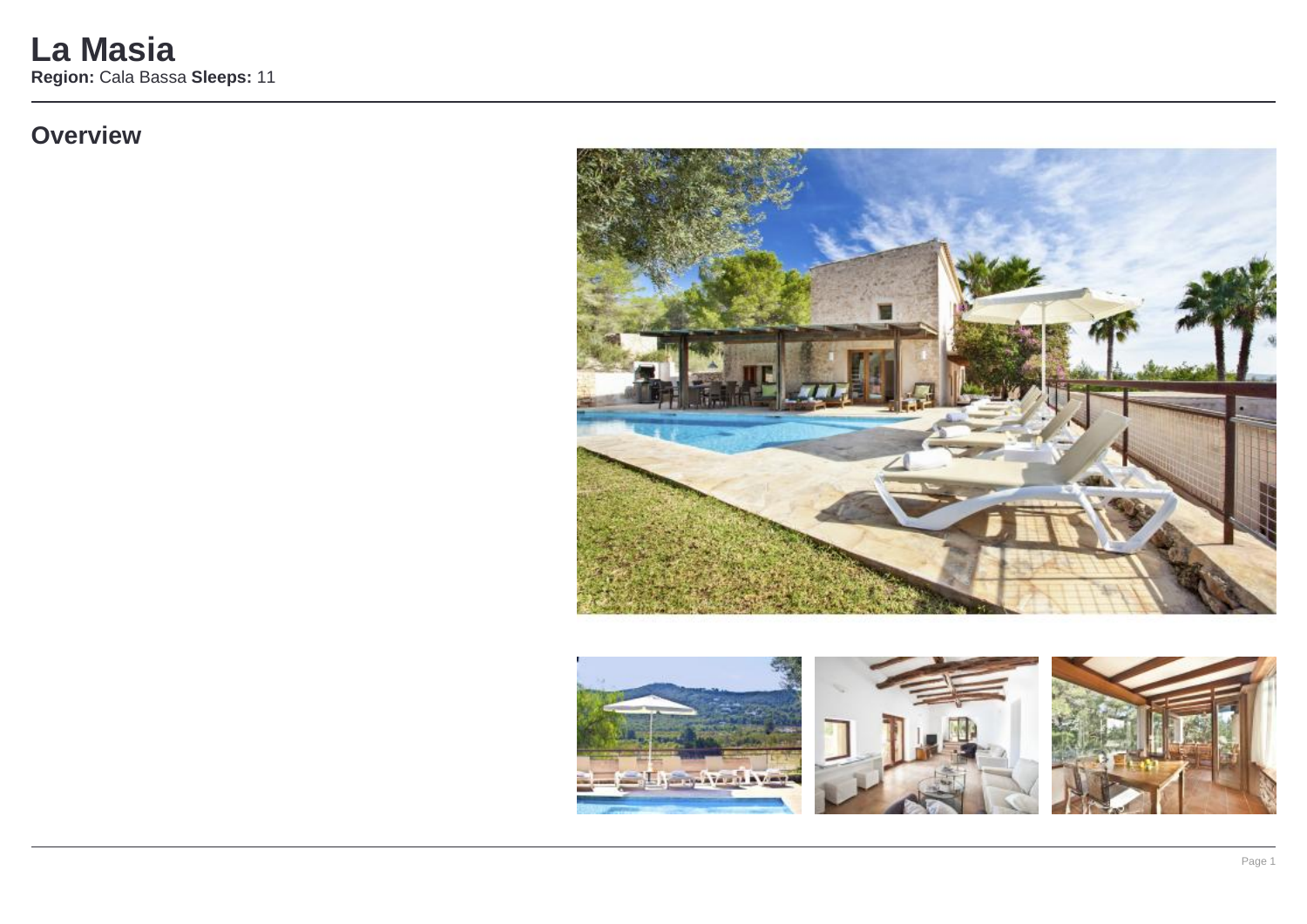# La Masia

**Region:** Cala Bassa **Sleeps:** 11

## Overview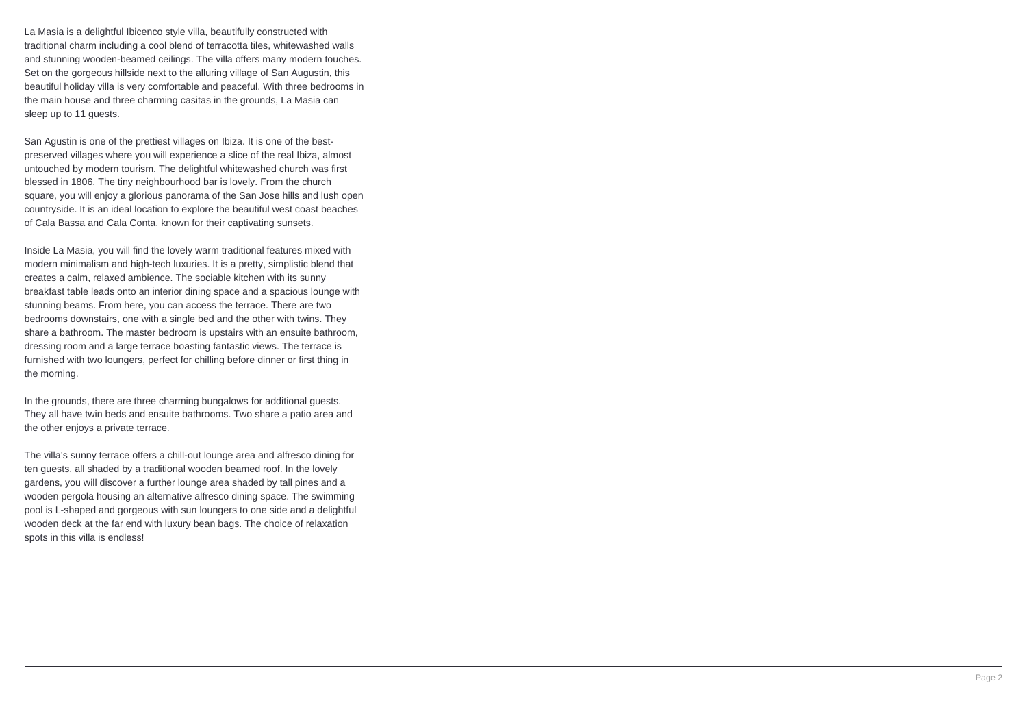La Masia is a delightful Ibicenco style villa, beautifully constructed with traditional charm including a cool blend of terracotta tiles, whitewashed walls and stunning wooden-beamed ceilings. The villa offers many modern touches. Set on the gorgeous hillside next to the alluring village of San Augustin, this beautiful holiday villa is very comfortable and peaceful. With three bedrooms in the main house and three charming casitas in the grounds, La Masia can sleep up to 11 guests.

San Agustin is one of the prettiest villages on Ibiza. It is one of the best-preserved villages where you will experience a slice of the real Ibiza, almost untouched by modern tourism. The delightful whitewashed church was first blessed in 1806. The tiny neighbourhood bar is lovely. From the church square, you will enjoy a glorious panorama of the San Jose hills and lush open countryside. It is an ideal location to explore the beautiful west coast beaches of Cala Bassa and Cala Conta, known for their captivating sunsets.

Inside La Masia, you will find the lovely warm traditional features mixed with modern minimalism and high-tech luxuries. It is a pretty, simplistic blend that creates a calm, relaxed ambience. The sociable kitchen with its sunny breakfast table leads onto an interior dining space and a spacious lounge with stunning beams. From here, you can access the terrace. There are two bedrooms downstairs, one with a single bed and the other with twins. They share a bathroom. The master bedroom is upstairs with an ensuite bathroom, dressing room and a large terrace boasting fantastic views. The terrace is furnished with two loungers, perfect for chilling before dinner or first thing in the morning.

In the grounds, there are three charming bungalows for additional guests. They all have twin beds and ensuite bathrooms. Two share a patio area and the other enjoys a private terrace.

The villa's sunny terrace offers a chill-out lounge area and alfresco dining for ten guests, all shaded by a traditional wooden beamed roof. In the lovely gardens, you will discover a further lounge area shaded by tall pines and a wooden pergola housing an alternative alfresco dining space. The swimming pool is L-shaped and gorgeous with sun loungers to one side and a delightful wooden deck at the far end with luxury bean bags. The choice of relaxation spots in this villa is endless!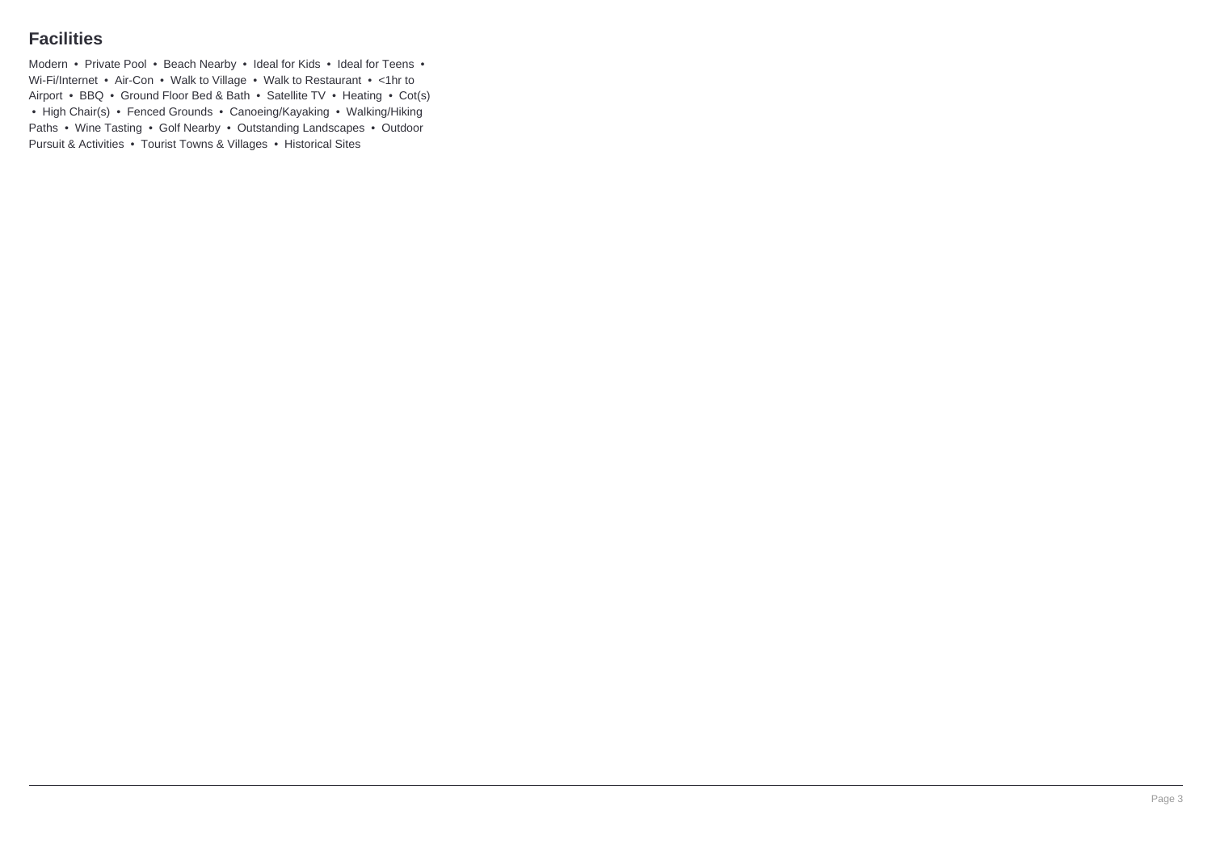## Facilities

Modern • Private Pool • Beach Nearby • Ideal for Kids • Ideal for Teens • Wi-Fi/Internet • Air-Con • Walk to Village • Walk to Restaurant • <1hr to Airport • BBQ • Ground Floor Bed & Bath • Satellite TV • Heating • Cot(s) • High Chair(s) • Fenced Grounds • Canoeing/Kayaking • Walking/Hiking Paths • Wine Tasting • Golf Nearby • Outstanding Landscapes • Outdoor Pursuit & Activities • Tourist Towns & Villages • Historical Sites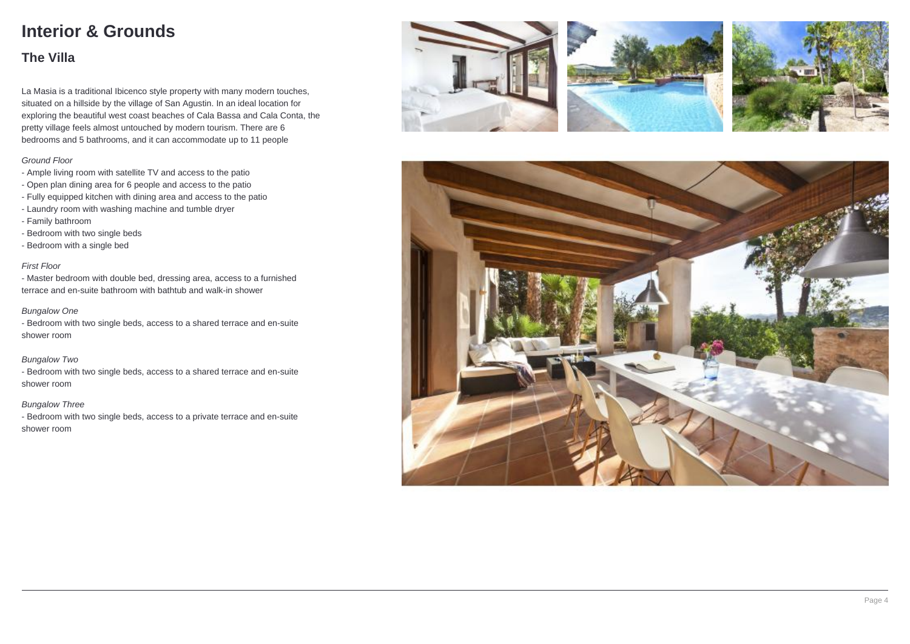# Interior & Grounds

## The Villa

La Masia is a traditional Ibicenco style property with many modern touches, situated on a hillside by the village of San Agustin. In an ideal location for exploring the beautiful west coast beaches of Cala Bassa and Cala Conta, the pretty village feels almost untouched by modern tourism. There are 6 bedrooms and 5 bathrooms, and it can accommodate up to 11 people

*Ground Floor*

- Ample living room with satellite TV and access to the patio
- Open plan dining area for 6 people and access to the patio
- Fully equipped kitchen with dining area and access to the patio
- Laundry room with washing machine and tumble dryer
- Family bathroom
- Bedroom with two single beds
- Bedroom with a single bed

*First Floor*

- Master bedroom with double bed, dressing area, access to a furnished terrace and en-suite bathroom with bathtub and walk-in shower

*Bungalow One*

- Bedroom with two single beds, access to a shared terrace and en-suite shower room

*Bungalow Two*

- Bedroom with two single beds, access to a shared terrace and en-suite shower room

*Bungalow Three*

- Bedroom with two single beds, access to a private terrace and en-suite shower room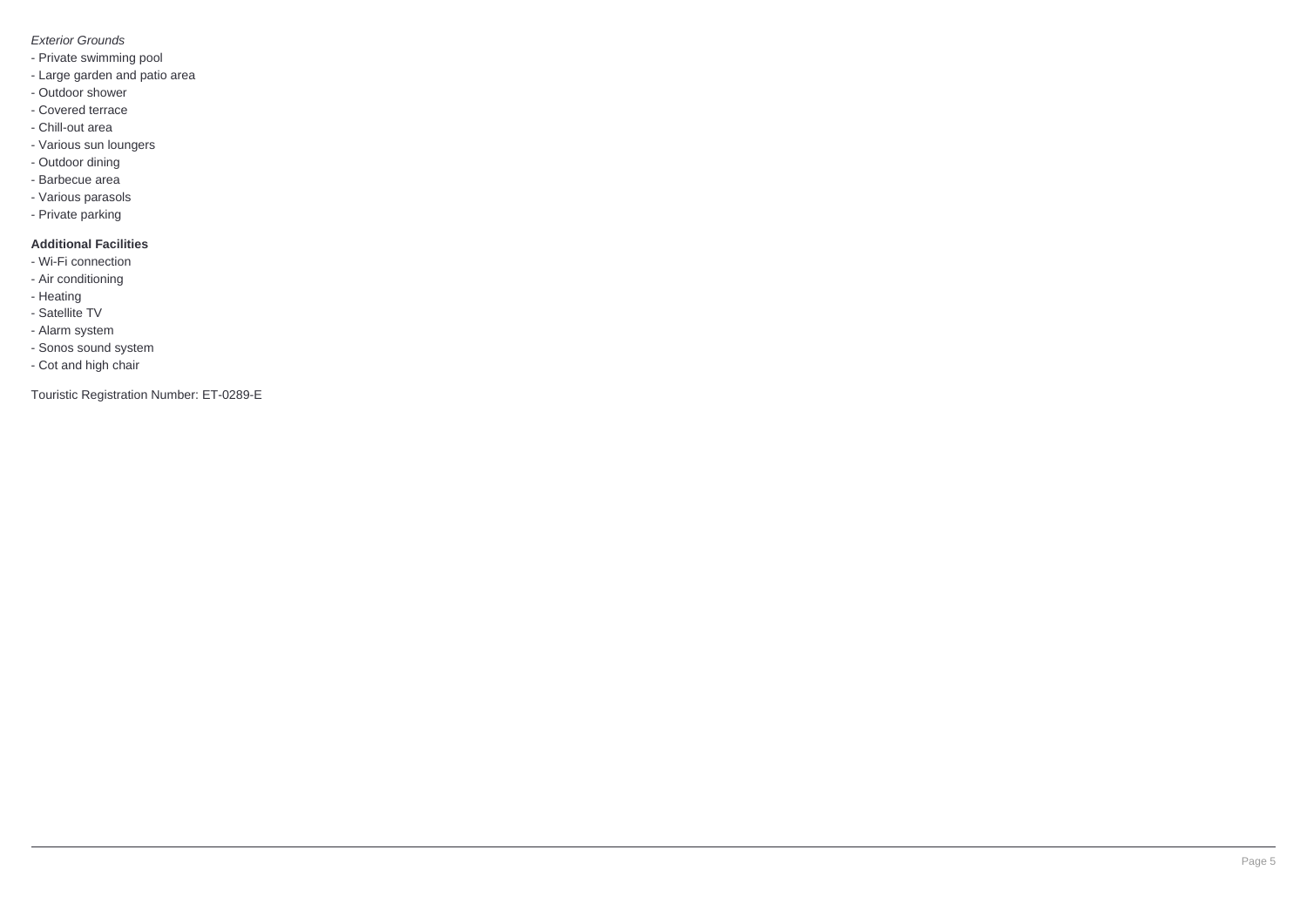*Exterior Grounds*
- Private swimming pool
- Large garden and patio area
- Outdoor shower
- Covered terrace
- Chill-out area
- Various sun loungers
- Outdoor dining
- Barbecue area
- Various parasols
- Private parking

**Additional Facilities**
- Wi-Fi connection
- Air conditioning
- Heating
- Satellite TV
- Alarm system
- Sonos sound system
- Cot and high chair

Touristic Registration Number: ET-0289-E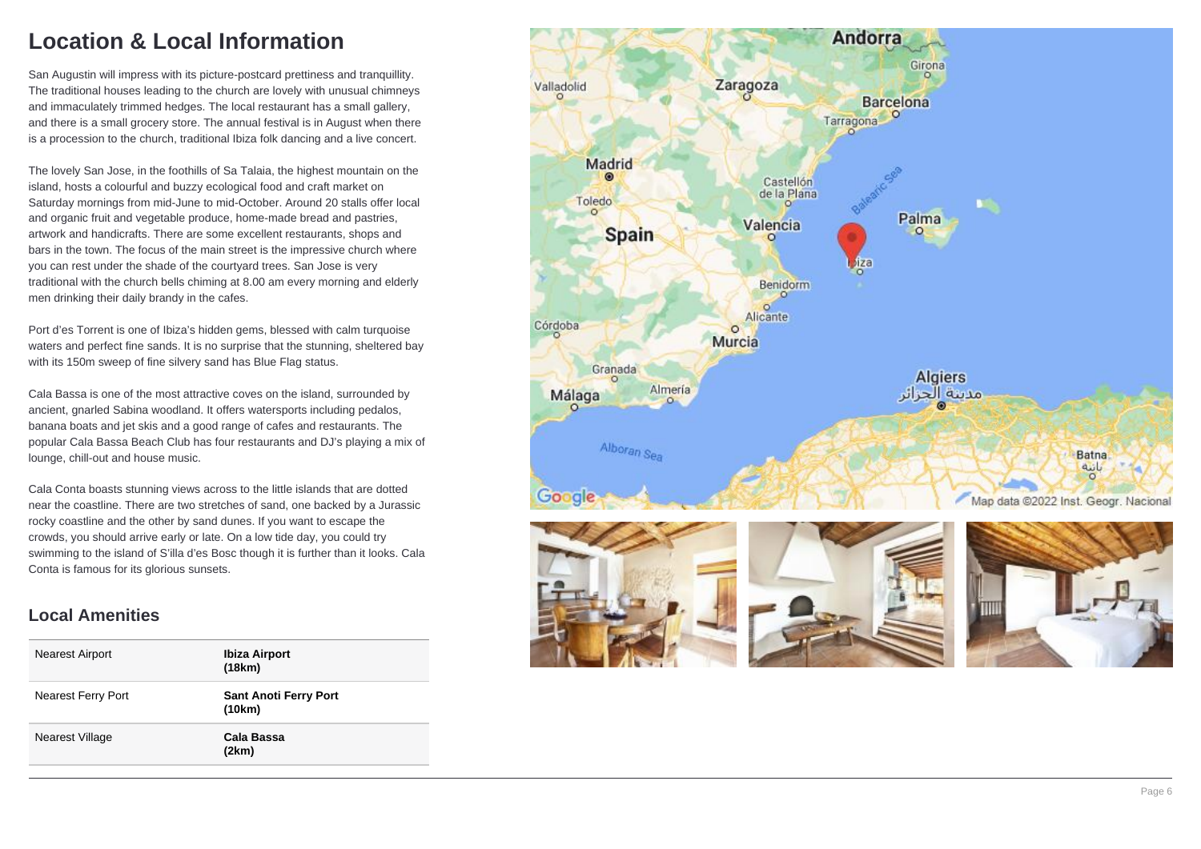# Location & Local Information

San Augustin will impress with its picture-postcard prettiness and tranquillity. The traditional houses leading to the church are lovely with unusual chimneys and immaculately trimmed hedges. The local restaurant has a small gallery, and there is a small grocery store. The annual festival is in August when there is a procession to the church, traditional Ibiza folk dancing and a live concert.

The lovely San Jose, in the foothills of Sa Talaia, the highest mountain on the island, hosts a colourful and buzzy ecological food and craft market on Saturday mornings from mid-June to mid-October. Around 20 stalls offer local and organic fruit and vegetable produce, home-made bread and pastries, artwork and handicrafts. There are some excellent restaurants, shops and bars in the town. The focus of the main street is the impressive church where you can rest under the shade of the courtyard trees. San Jose is very traditional with the church bells chiming at 8.00 am every morning and elderly men drinking their daily brandy in the cafes.

Port d'es Torrent is one of Ibiza's hidden gems, blessed with calm turquoise waters and perfect fine sands. It is no surprise that the stunning, sheltered bay with its 150m sweep of fine silvery sand has Blue Flag status.

Cala Bassa is one of the most attractive coves on the island, surrounded by ancient, gnarled Sabina woodland. It offers watersports including pedalos, banana boats and jet skis and a good range of cafes and restaurants. The popular Cala Bassa Beach Club has four restaurants and DJ's playing a mix of lounge, chill-out and house music.

Cala Conta boasts stunning views across to the little islands that are dotted near the coastline. There are two stretches of sand, one backed by a Jurassic rocky coastline and the other by sand dunes. If you want to escape the crowds, you should arrive early or late. On a low tide day, you could try swimming to the island of S'illa d'es Bosc though it is further than it looks. Cala Conta is famous for its glorious sunsets.

## Local Amenities

| | |
|---|---|
| Nearest Airport | **Ibiza Airport (18km)** |
| Nearest Ferry Port | **Sant Anoti Ferry Port (10km)** |
| Nearest Village | **Cala Bassa (2km)** |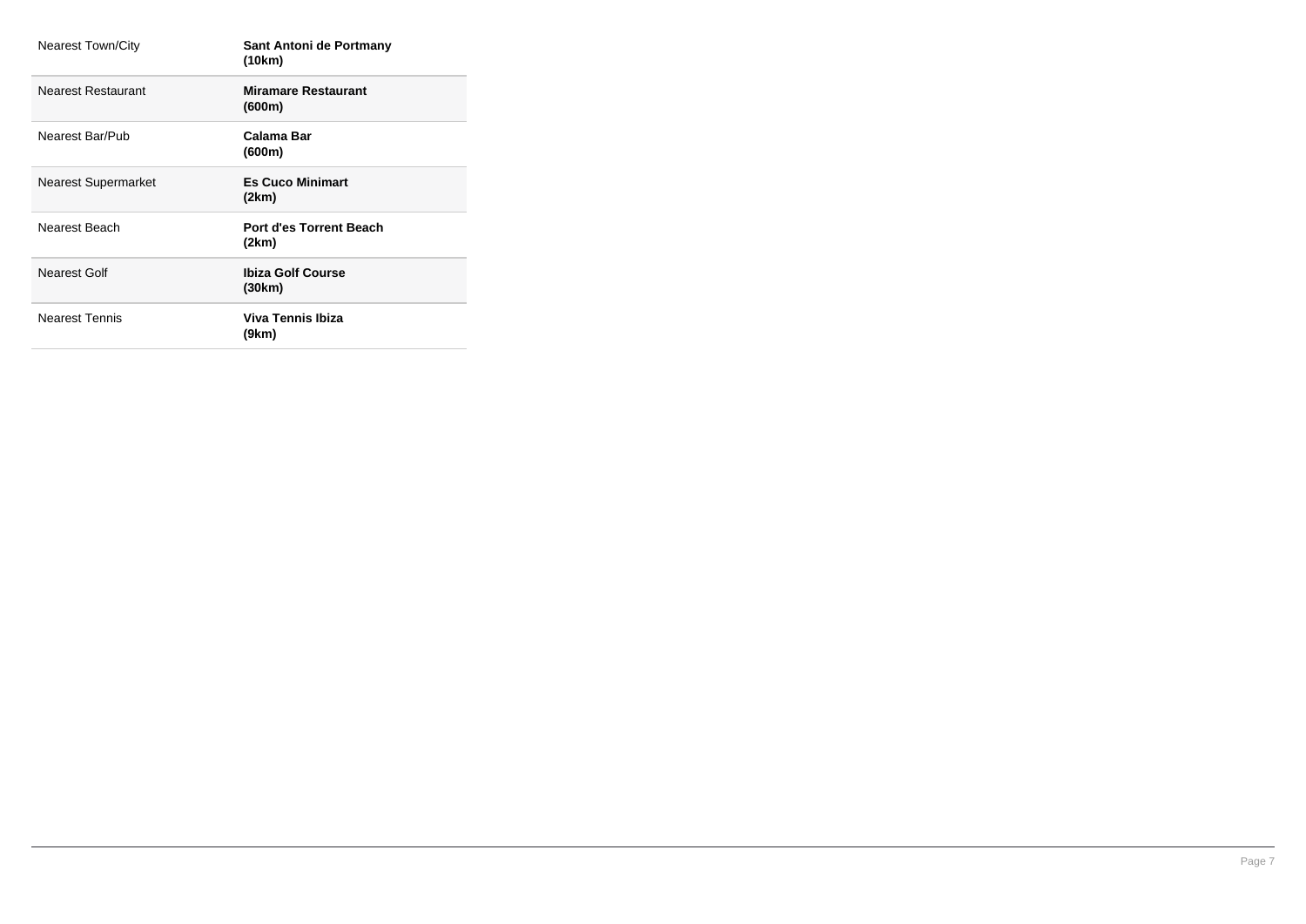| | |
|---|---|
| Nearest Town/City | **Sant Antoni de Portmany (10km)** |
| Nearest Restaurant | **Miramare Restaurant (600m)** |
| Nearest Bar/Pub | **Calama Bar (600m)** |
| Nearest Supermarket | **Es Cuco Minimart (2km)** |
| Nearest Beach | **Port d'es Torrent Beach (2km)** |
| Nearest Golf | **Ibiza Golf Course (30km)** |
| Nearest Tennis | **Viva Tennis Ibiza (9km)** |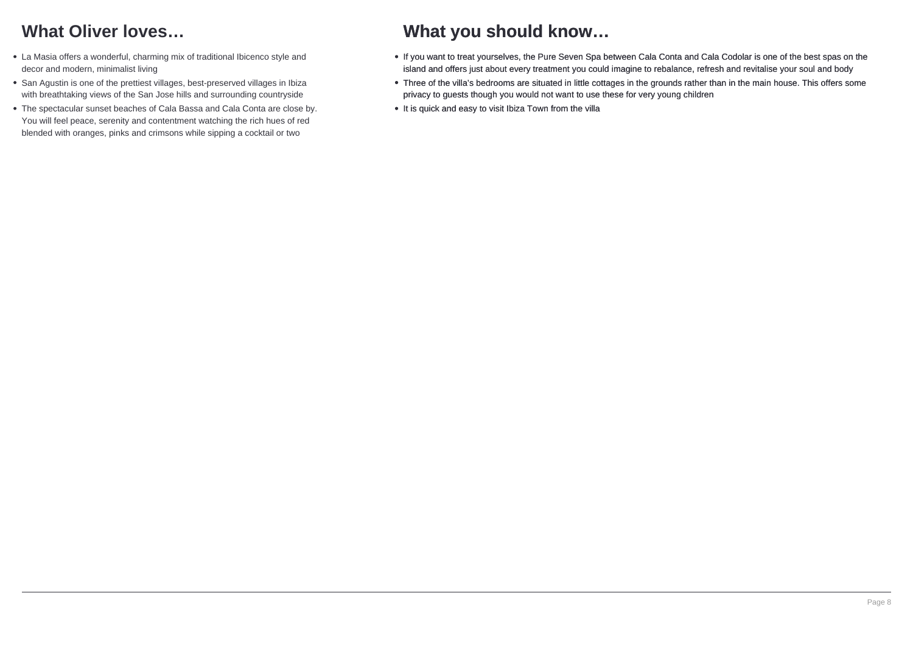## What Oliver loves…

- La Masia offers a wonderful, charming mix of traditional Ibicenco style and decor and modern, minimalist living
- San Agustin is one of the prettiest villages, best-preserved villages in Ibiza with breathtaking views of the San Jose hills and surrounding countryside
- The spectacular sunset beaches of Cala Bassa and Cala Conta are close by. You will feel peace, serenity and contentment watching the rich hues of red blended with oranges, pinks and crimsons while sipping a cocktail or two

## What you should know…

- If you want to treat yourselves, the Pure Seven Spa between Cala Conta and Cala Codolar is one of the best spas on the island and offers just about every treatment you could imagine to rebalance, refresh and revitalise your soul and body
- Three of the villa's bedrooms are situated in little cottages in the grounds rather than in the main house. This offers some privacy to guests though you would not want to use these for very young children
- It is quick and easy to visit Ibiza Town from the villa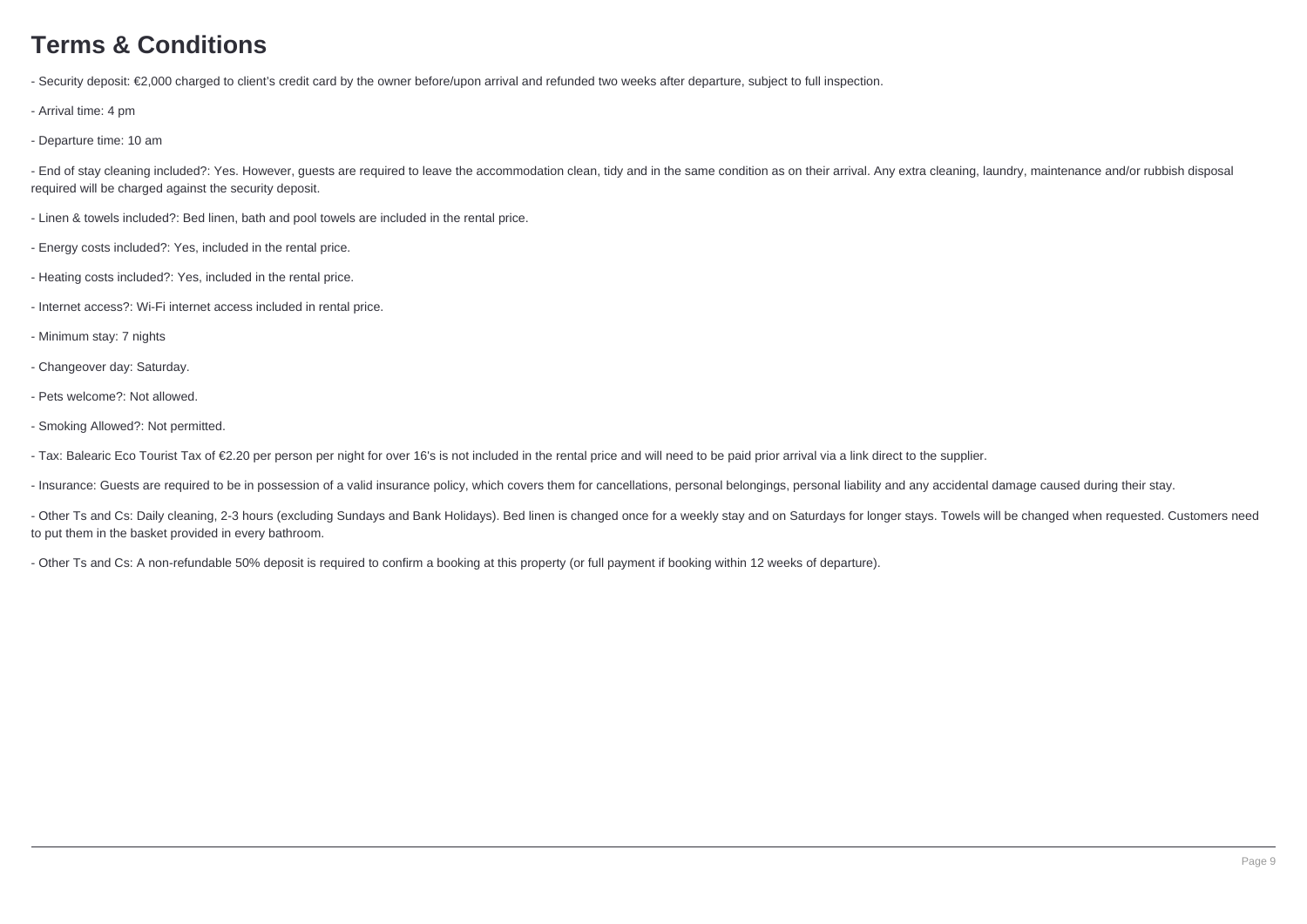# Terms & Conditions

- Security deposit: €2,000 charged to client's credit card by the owner before/upon arrival and refunded two weeks after departure, subject to full inspection.

- Arrival time: 4 pm

- Departure time: 10 am

- End of stay cleaning included?: Yes. However, guests are required to leave the accommodation clean, tidy and in the same condition as on their arrival. Any extra cleaning, laundry, maintenance and/or rubbish disposal required will be charged against the security deposit.

- Linen & towels included?: Bed linen, bath and pool towels are included in the rental price.

- Energy costs included?: Yes, included in the rental price.

- Heating costs included?: Yes, included in the rental price.

- Internet access?: Wi-Fi internet access included in rental price.

- Minimum stay: 7 nights

- Changeover day: Saturday.

- Pets welcome?: Not allowed.

- Smoking Allowed?: Not permitted.

- Tax: Balearic Eco Tourist Tax of €2.20 per person per night for over 16's is not included in the rental price and will need to be paid prior arrival via a link direct to the supplier.

- Insurance: Guests are required to be in possession of a valid insurance policy, which covers them for cancellations, personal belongings, personal liability and any accidental damage caused during their stay.

- Other Ts and Cs: Daily cleaning, 2-3 hours (excluding Sundays and Bank Holidays). Bed linen is changed once for a weekly stay and on Saturdays for longer stays. Towels will be changed when requested. Customers need to put them in the basket provided in every bathroom.

- Other Ts and Cs: A non-refundable 50% deposit is required to confirm a booking at this property (or full payment if booking within 12 weeks of departure).